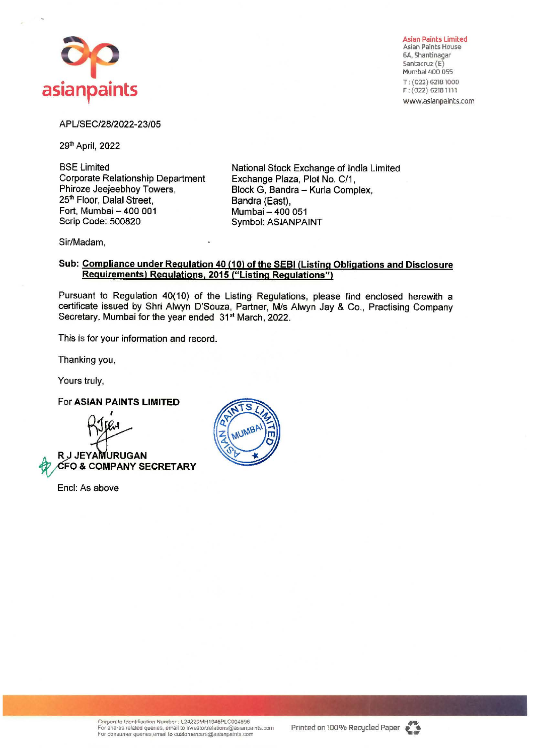**Asian Paints Limited**
Asian Paints House
6A, Shantinagar
Santacruz (E)
Mumbai 400 055
T : (022) 6218 1000
F : (022) 6218 1111
www.asianpaints.com

APL/SEC/28/2022-23/05

29th April, 2022

BSE Limited
Corporate Relationship Department
Phiroze Jeejeebhoy Towers,
25th Floor, Dalal Street,
Fort, Mumbai – 400 001
Scrip Code: 500820

National Stock Exchange of India Limited
Exchange Plaza, Plot No. C/1,
Block G, Bandra – Kurla Complex,
Bandra (East),
Mumbai – 400 051
Symbol: ASIANPAINT

Sir/Madam,

**Sub: Compliance under Regulation 40 (10) of the SEBI (Listing Obligations and Disclosure Requirements) Regulations, 2015 ("Listing Regulations")**

Pursuant to Regulation 40(10) of the Listing Regulations, please find enclosed herewith a certificate issued by Shri Alwyn D'Souza, Partner, M/s Alwyn Jay & Co., Practising Company Secretary, Mumbai for the year ended 31st March, 2022.

This is for your information and record.

Thanking you,

Yours truly,

For **ASIAN PAINTS LIMITED**

**R J JEYAMURUGAN**
**CFO & COMPANY SECRETARY**

Encl: As above

Corporate Identification Number : L24220MH1945PLC004598
For shares related queries, email to investor.relations@asianpaints.com
For consumer queries, email to customercare@asianpaints.com

Printed on 100% Recycled Paper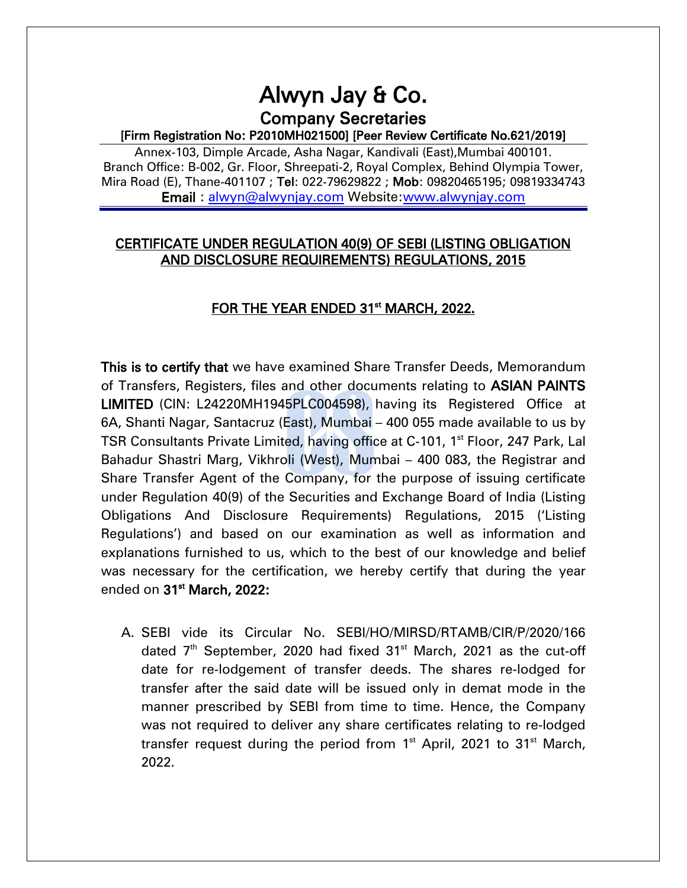# Alwyn Jay & Co.

## Company Secretaries

**[Firm Registration No: P2010MH021500] [Peer Review Certificate No.621/2019]**

Annex-103, Dimple Arcade, Asha Nagar, Kandivali (East),Mumbai 400101.
Branch Office: B-002, Gr. Floor, Shreepati-2, Royal Complex, Behind Olympia Tower, Mira Road (E), Thane-401107 ; **Tel**: 022-79629822 ; **Mob**: 09820465195; 09819334743
**Email** : alwyn@alwynjay.com Website:www.alwynjay.com

**CERTIFICATE UNDER REGULATION 40(9) OF SEBI (LISTING OBLIGATION AND DISCLOSURE REQUIREMENTS) REGULATIONS, 2015**

**FOR THE YEAR ENDED 31st MARCH, 2022.**

**This is to certify that** we have examined Share Transfer Deeds, Memorandum of Transfers, Registers, files and other documents relating to **ASIAN PAINTS LIMITED** (CIN: L24220MH1945PLC004598), having its Registered Office at 6A, Shanti Nagar, Santacruz (East), Mumbai – 400 055 made available to us by TSR Consultants Private Limited, having office at C-101, 1st Floor, 247 Park, Lal Bahadur Shastri Marg, Vikhroli (West), Mumbai – 400 083, the Registrar and Share Transfer Agent of the Company, for the purpose of issuing certificate under Regulation 40(9) of the Securities and Exchange Board of India (Listing Obligations And Disclosure Requirements) Regulations, 2015 ('Listing Regulations') and based on our examination as well as information and explanations furnished to us, which to the best of our knowledge and belief was necessary for the certification, we hereby certify that during the year ended on **31st March, 2022:**

A. SEBI vide its Circular No. SEBI/HO/MIRSD/RTAMB/CIR/P/2020/166 dated 7th September, 2020 had fixed 31st March, 2021 as the cut-off date for re-lodgement of transfer deeds. The shares re-lodged for transfer after the said date will be issued only in demat mode in the manner prescribed by SEBI from time to time. Hence, the Company was not required to deliver any share certificates relating to re-lodged transfer request during the period from 1st April, 2021 to 31st March, 2022.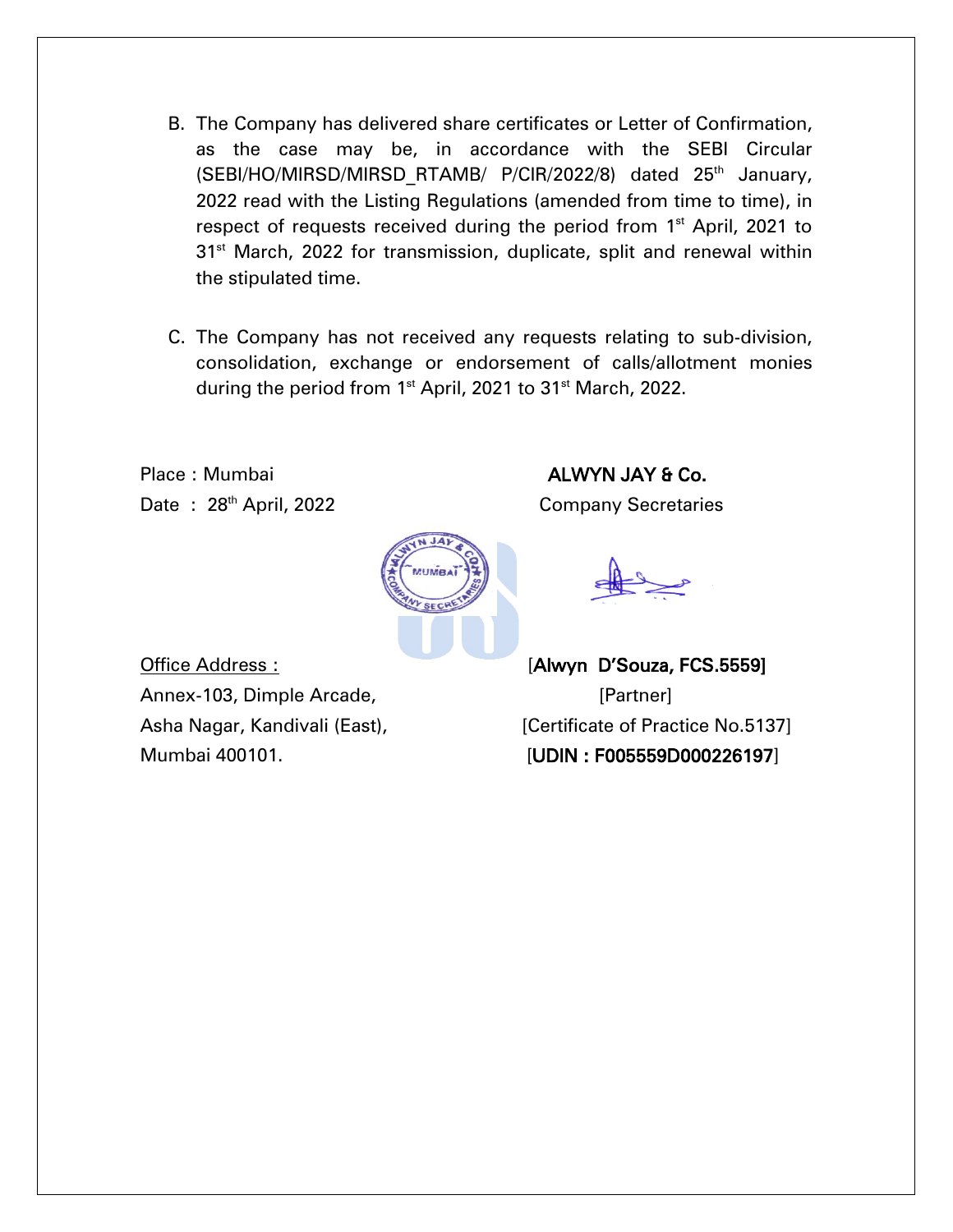B. The Company has delivered share certificates or Letter of Confirmation, as the case may be, in accordance with the SEBI Circular (SEBI/HO/MIRSD/MIRSD_RTAMB/ P/CIR/2022/8) dated 25th January, 2022 read with the Listing Regulations (amended from time to time), in respect of requests received during the period from 1st April, 2021 to 31st March, 2022 for transmission, duplicate, split and renewal within the stipulated time.

C. The Company has not received any requests relating to sub-division, consolidation, exchange or endorsement of calls/allotment monies during the period from 1st April, 2021 to 31st March, 2022.

Place : Mumbai

Date : 28th April, 2022

**ALWYN JAY & Co.**

Company Secretaries

**[Alwyn D'Souza, FCS.5559]**

[Partner]

[Certificate of Practice No.5137]

[**UDIN : F005559D000226197**]

Office Address :

Annex-103, Dimple Arcade,

Asha Nagar, Kandivali (East),

Mumbai 400101.